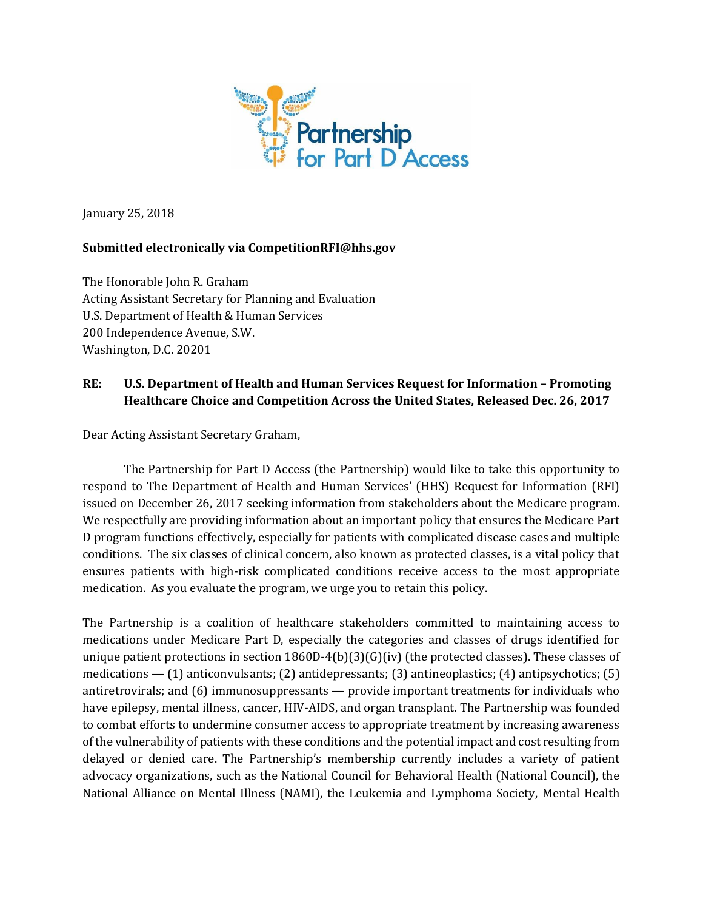Partnership for Part D Access

January 25, 2018

**Submitted electronically via CompetitionRFI@hhs.gov**

The Honorable John R. Graham
Acting Assistant Secretary for Planning and Evaluation
U.S. Department of Health & Human Services
200 Independence Avenue, S.W.
Washington, D.C. 20201

**RE: U.S. Department of Health and Human Services Request for Information – Promoting Healthcare Choice and Competition Across the United States, Released Dec. 26, 2017**

Dear Acting Assistant Secretary Graham,

The Partnership for Part D Access (the Partnership) would like to take this opportunity to respond to The Department of Health and Human Services' (HHS) Request for Information (RFI) issued on December 26, 2017 seeking information from stakeholders about the Medicare program. We respectfully are providing information about an important policy that ensures the Medicare Part D program functions effectively, especially for patients with complicated disease cases and multiple conditions. The six classes of clinical concern, also known as protected classes, is a vital policy that ensures patients with high-risk complicated conditions receive access to the most appropriate medication. As you evaluate the program, we urge you to retain this policy.

The Partnership is a coalition of healthcare stakeholders committed to maintaining access to medications under Medicare Part D, especially the categories and classes of drugs identified for unique patient protections in section 1860D-4(b)(3)(G)(iv) (the protected classes). These classes of medications — (1) anticonvulsants; (2) antidepressants; (3) antineoplastics; (4) antipsychotics; (5) antiretrovirals; and (6) immunosuppressants — provide important treatments for individuals who have epilepsy, mental illness, cancer, HIV-AIDS, and organ transplant. The Partnership was founded to combat efforts to undermine consumer access to appropriate treatment by increasing awareness of the vulnerability of patients with these conditions and the potential impact and cost resulting from delayed or denied care. The Partnership's membership currently includes a variety of patient advocacy organizations, such as the National Council for Behavioral Health (National Council), the National Alliance on Mental Illness (NAMI), the Leukemia and Lymphoma Society, Mental Health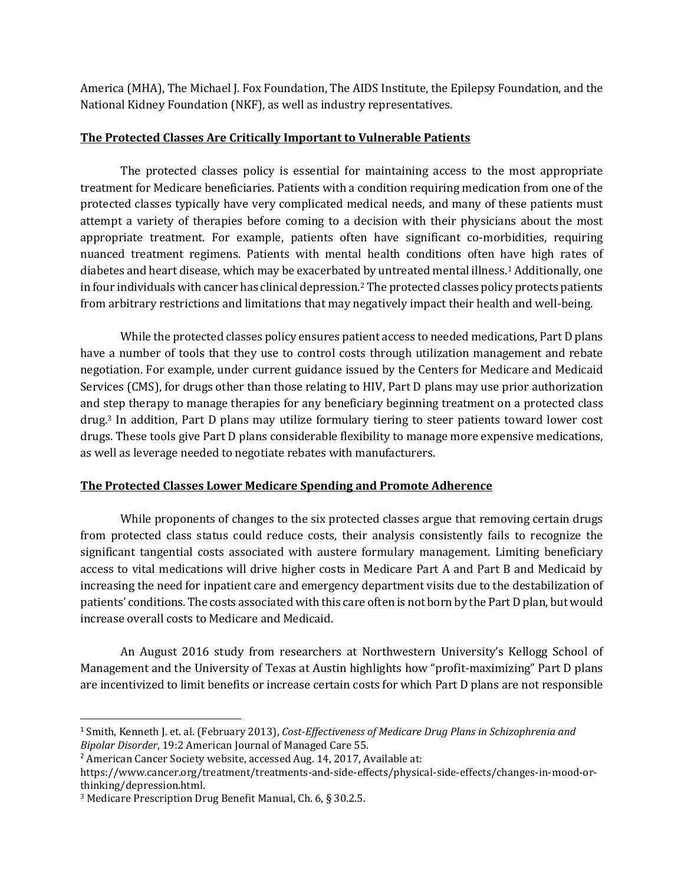America (MHA), The Michael J. Fox Foundation, The AIDS Institute, the Epilepsy Foundation, and the National Kidney Foundation (NKF), as well as industry representatives.

**The Protected Classes Are Critically Important to Vulnerable Patients**

The protected classes policy is essential for maintaining access to the most appropriate treatment for Medicare beneficiaries. Patients with a condition requiring medication from one of the protected classes typically have very complicated medical needs, and many of these patients must attempt a variety of therapies before coming to a decision with their physicians about the most appropriate treatment. For example, patients often have significant co-morbidities, requiring nuanced treatment regimens. Patients with mental health conditions often have high rates of diabetes and heart disease, which may be exacerbated by untreated mental illness.[1] Additionally, one in four individuals with cancer has clinical depression.[2] The protected classes policy protects patients from arbitrary restrictions and limitations that may negatively impact their health and well-being.

While the protected classes policy ensures patient access to needed medications, Part D plans have a number of tools that they use to control costs through utilization management and rebate negotiation. For example, under current guidance issued by the Centers for Medicare and Medicaid Services (CMS), for drugs other than those relating to HIV, Part D plans may use prior authorization and step therapy to manage therapies for any beneficiary beginning treatment on a protected class drug.[3] In addition, Part D plans may utilize formulary tiering to steer patients toward lower cost drugs. These tools give Part D plans considerable flexibility to manage more expensive medications, as well as leverage needed to negotiate rebates with manufacturers.

**The Protected Classes Lower Medicare Spending and Promote Adherence**

While proponents of changes to the six protected classes argue that removing certain drugs from protected class status could reduce costs, their analysis consistently fails to recognize the significant tangential costs associated with austere formulary management. Limiting beneficiary access to vital medications will drive higher costs in Medicare Part A and Part B and Medicaid by increasing the need for inpatient care and emergency department visits due to the destabilization of patients' conditions. The costs associated with this care often is not born by the Part D plan, but would increase overall costs to Medicare and Medicaid.

An August 2016 study from researchers at Northwestern University's Kellogg School of Management and the University of Texas at Austin highlights how "profit-maximizing" Part D plans are incentivized to limit benefits or increase certain costs for which Part D plans are not responsible

---

[1] Smith, Kenneth J. et. al. (February 2013), *Cost-Effectiveness of Medicare Drug Plans in Schizophrenia and Bipolar Disorder*, 19:2 American Journal of Managed Care 55.

[2] American Cancer Society website, accessed Aug. 14, 2017, Available at: https://www.cancer.org/treatment/treatments-and-side-effects/physical-side-effects/changes-in-mood-or-thinking/depression.html.

[3] Medicare Prescription Drug Benefit Manual, Ch. 6, § 30.2.5.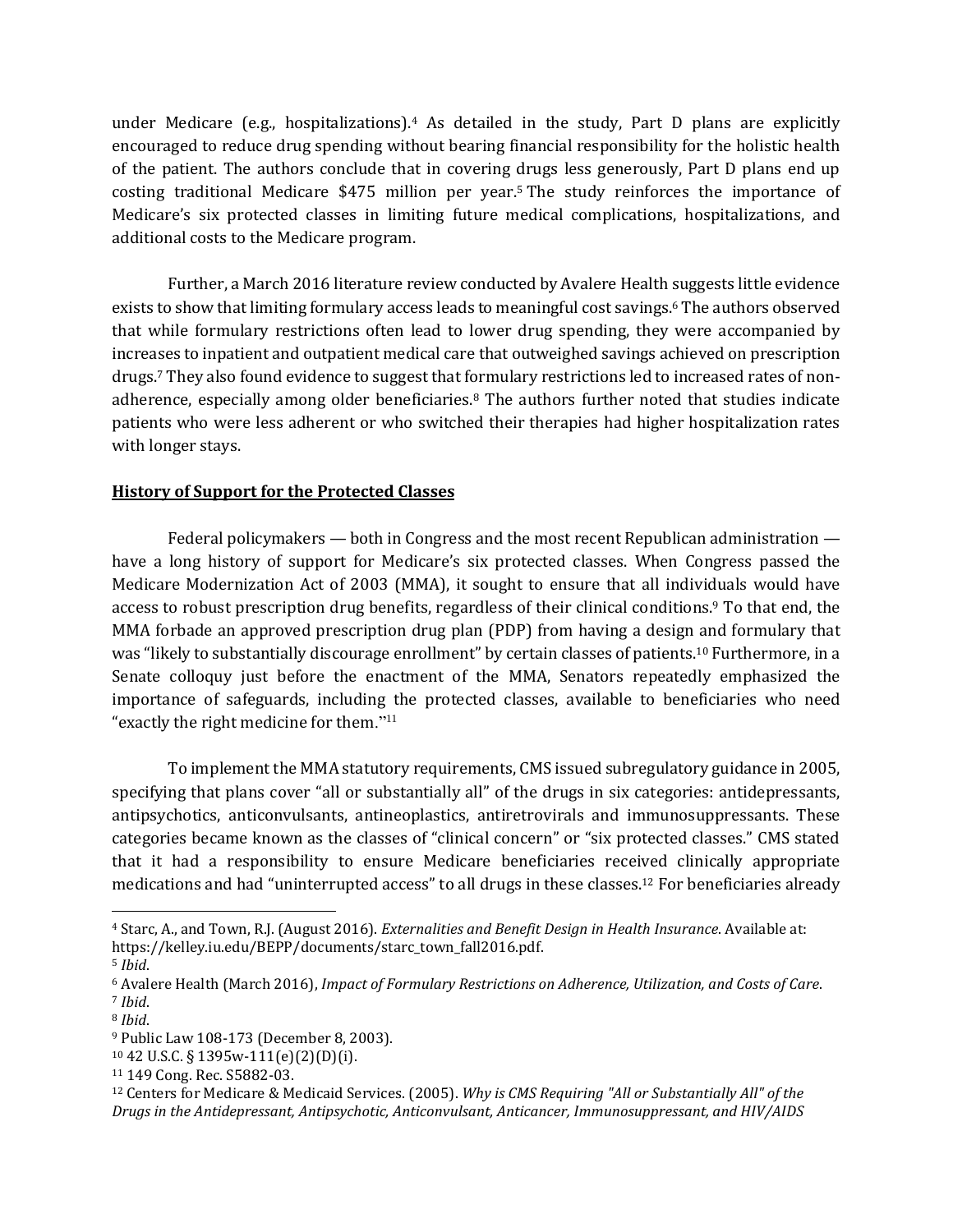under Medicare (e.g., hospitalizations).[4] As detailed in the study, Part D plans are explicitly encouraged to reduce drug spending without bearing financial responsibility for the holistic health of the patient. The authors conclude that in covering drugs less generously, Part D plans end up costing traditional Medicare $475 million per year.[5] The study reinforces the importance of Medicare's six protected classes in limiting future medical complications, hospitalizations, and additional costs to the Medicare program.

Further, a March 2016 literature review conducted by Avalere Health suggests little evidence exists to show that limiting formulary access leads to meaningful cost savings.[6] The authors observed that while formulary restrictions often lead to lower drug spending, they were accompanied by increases to inpatient and outpatient medical care that outweighed savings achieved on prescription drugs.[7] They also found evidence to suggest that formulary restrictions led to increased rates of non-adherence, especially among older beneficiaries.[8] The authors further noted that studies indicate patients who were less adherent or who switched their therapies had higher hospitalization rates with longer stays.

**History of Support for the Protected Classes**

Federal policymakers — both in Congress and the most recent Republican administration — have a long history of support for Medicare's six protected classes. When Congress passed the Medicare Modernization Act of 2003 (MMA), it sought to ensure that all individuals would have access to robust prescription drug benefits, regardless of their clinical conditions.[9] To that end, the MMA forbade an approved prescription drug plan (PDP) from having a design and formulary that was "likely to substantially discourage enrollment" by certain classes of patients.[10] Furthermore, in a Senate colloquy just before the enactment of the MMA, Senators repeatedly emphasized the importance of safeguards, including the protected classes, available to beneficiaries who need "exactly the right medicine for them."[11]

To implement the MMA statutory requirements, CMS issued subregulatory guidance in 2005, specifying that plans cover "all or substantially all" of the drugs in six categories: antidepressants, antipsychotics, anticonvulsants, antineoplastics, antiretrovirals and immunosuppressants. These categories became known as the classes of "clinical concern" or "six protected classes." CMS stated that it had a responsibility to ensure Medicare beneficiaries received clinically appropriate medications and had "uninterrupted access" to all drugs in these classes.[12] For beneficiaries already

---

[4] Starc, A., and Town, R.J. (August 2016). *Externalities and Benefit Design in Health Insurance*. Available at: https://kelley.iu.edu/BEPP/documents/starc_town_fall2016.pdf.

[5] *Ibid*.

[6] Avalere Health (March 2016), *Impact of Formulary Restrictions on Adherence, Utilization, and Costs of Care*.

[7] *Ibid*.

[8] *Ibid*.

[9] Public Law 108-173 (December 8, 2003).

[10] 42 U.S.C. § 1395w-111(e)(2)(D)(i).

[11] 149 Cong. Rec. S5882-03.

[12] Centers for Medicare & Medicaid Services. (2005). *Why is CMS Requiring "All or Substantially All" of the Drugs in the Antidepressant, Antipsychotic, Anticonvulsant, Anticancer, Immunosuppressant, and HIV/AIDS*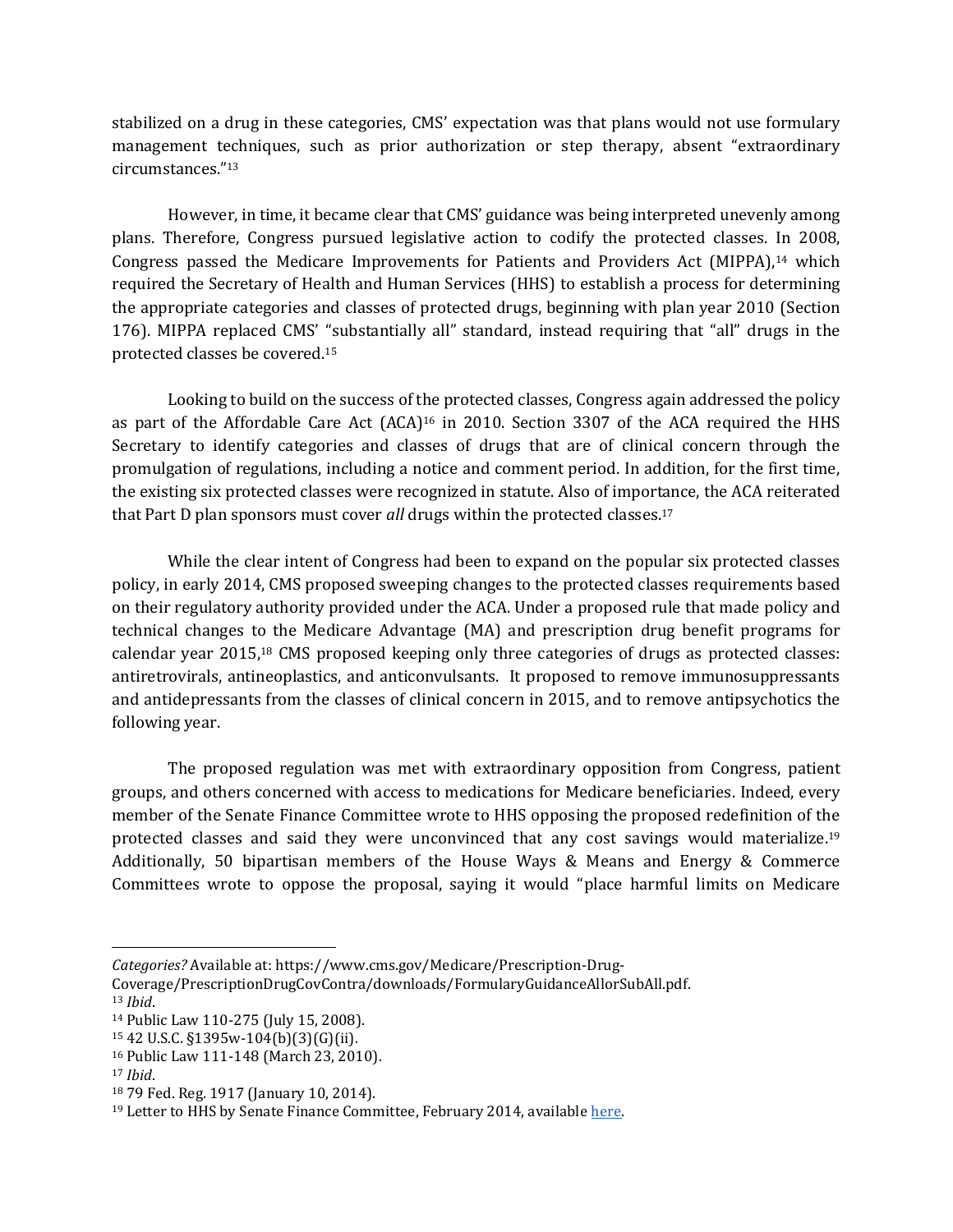stabilized on a drug in these categories, CMS' expectation was that plans would not use formulary management techniques, such as prior authorization or step therapy, absent "extraordinary circumstances."[13]

However, in time, it became clear that CMS' guidance was being interpreted unevenly among plans. Therefore, Congress pursued legislative action to codify the protected classes. In 2008, Congress passed the Medicare Improvements for Patients and Providers Act (MIPPA),[14] which required the Secretary of Health and Human Services (HHS) to establish a process for determining the appropriate categories and classes of protected drugs, beginning with plan year 2010 (Section 176). MIPPA replaced CMS' "substantially all" standard, instead requiring that "all" drugs in the protected classes be covered.[15]

Looking to build on the success of the protected classes, Congress again addressed the policy as part of the Affordable Care Act (ACA)[16] in 2010. Section 3307 of the ACA required the HHS Secretary to identify categories and classes of drugs that are of clinical concern through the promulgation of regulations, including a notice and comment period. In addition, for the first time, the existing six protected classes were recognized in statute. Also of importance, the ACA reiterated that Part D plan sponsors must cover *all* drugs within the protected classes.[17]

While the clear intent of Congress had been to expand on the popular six protected classes policy, in early 2014, CMS proposed sweeping changes to the protected classes requirements based on their regulatory authority provided under the ACA. Under a proposed rule that made policy and technical changes to the Medicare Advantage (MA) and prescription drug benefit programs for calendar year 2015,[18] CMS proposed keeping only three categories of drugs as protected classes: antiretrovirals, antineoplastics, and anticonvulsants. It proposed to remove immunosuppressants and antidepressants from the classes of clinical concern in 2015, and to remove antipsychotics the following year.

The proposed regulation was met with extraordinary opposition from Congress, patient groups, and others concerned with access to medications for Medicare beneficiaries. Indeed, every member of the Senate Finance Committee wrote to HHS opposing the proposed redefinition of the protected classes and said they were unconvinced that any cost savings would materialize.[19] Additionally, 50 bipartisan members of the House Ways & Means and Energy & Commerce Committees wrote to oppose the proposal, saying it would "place harmful limits on Medicare

---

*Categories?* Available at: https://www.cms.gov/Medicare/Prescription-Drug-Coverage/PrescriptionDrugCovContra/downloads/FormularyGuidanceAllorSubAll.pdf.

[13] *Ibid*.

[14] Public Law 110-275 (July 15, 2008).

[15] 42 U.S.C. §1395w-104(b)(3)(G)(ii).

[16] Public Law 111-148 (March 23, 2010).

[17] *Ibid*.

[18] 79 Fed. Reg. 1917 (January 10, 2014).

[19] Letter to HHS by Senate Finance Committee, February 2014, available here.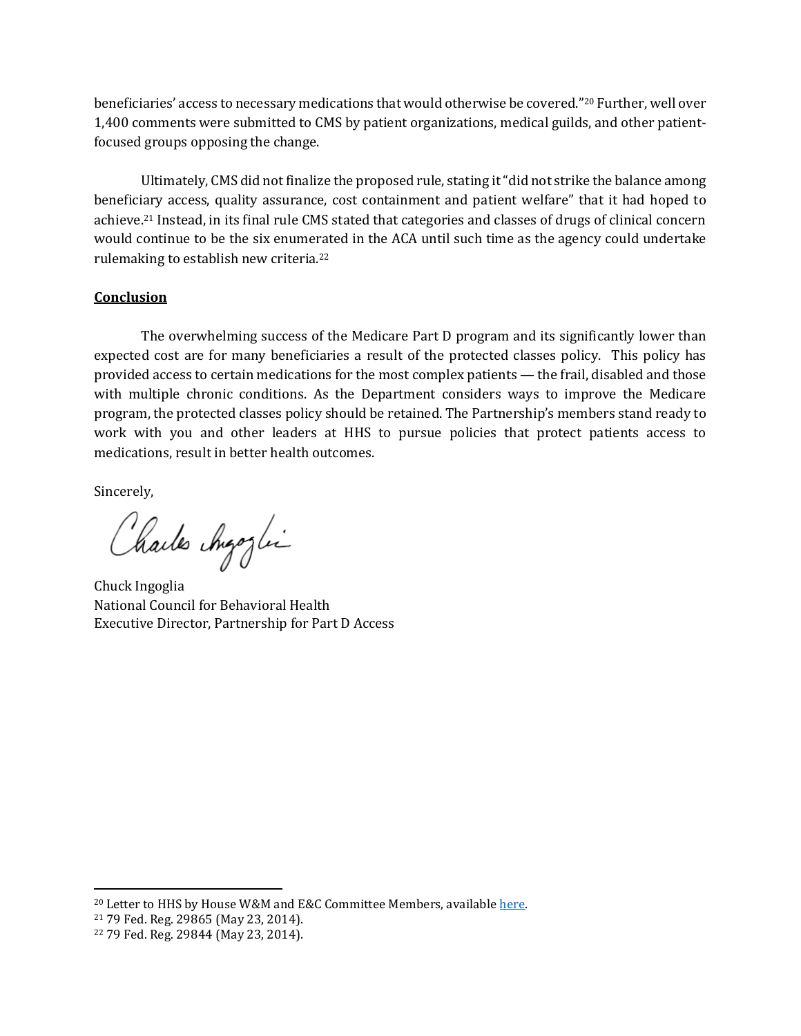beneficiaries' access to necessary medications that would otherwise be covered."[20] Further, well over 1,400 comments were submitted to CMS by patient organizations, medical guilds, and other patient-focused groups opposing the change.

Ultimately, CMS did not finalize the proposed rule, stating it "did not strike the balance among beneficiary access, quality assurance, cost containment and patient welfare" that it had hoped to achieve.[21] Instead, in its final rule CMS stated that categories and classes of drugs of clinical concern would continue to be the six enumerated in the ACA until such time as the agency could undertake rulemaking to establish new criteria.[22]

**Conclusion**

The overwhelming success of the Medicare Part D program and its significantly lower than expected cost are for many beneficiaries a result of the protected classes policy. This policy has provided access to certain medications for the most complex patients — the frail, disabled and those with multiple chronic conditions. As the Department considers ways to improve the Medicare program, the protected classes policy should be retained. The Partnership's members stand ready to work with you and other leaders at HHS to pursue policies that protect patients access to medications, result in better health outcomes.

Sincerely,

Chuck Ingoglia
National Council for Behavioral Health
Executive Director, Partnership for Part D Access

---

[20] Letter to HHS by House W&M and E&C Committee Members, available here.
[21] 79 Fed. Reg. 29865 (May 23, 2014).
[22] 79 Fed. Reg. 29844 (May 23, 2014).